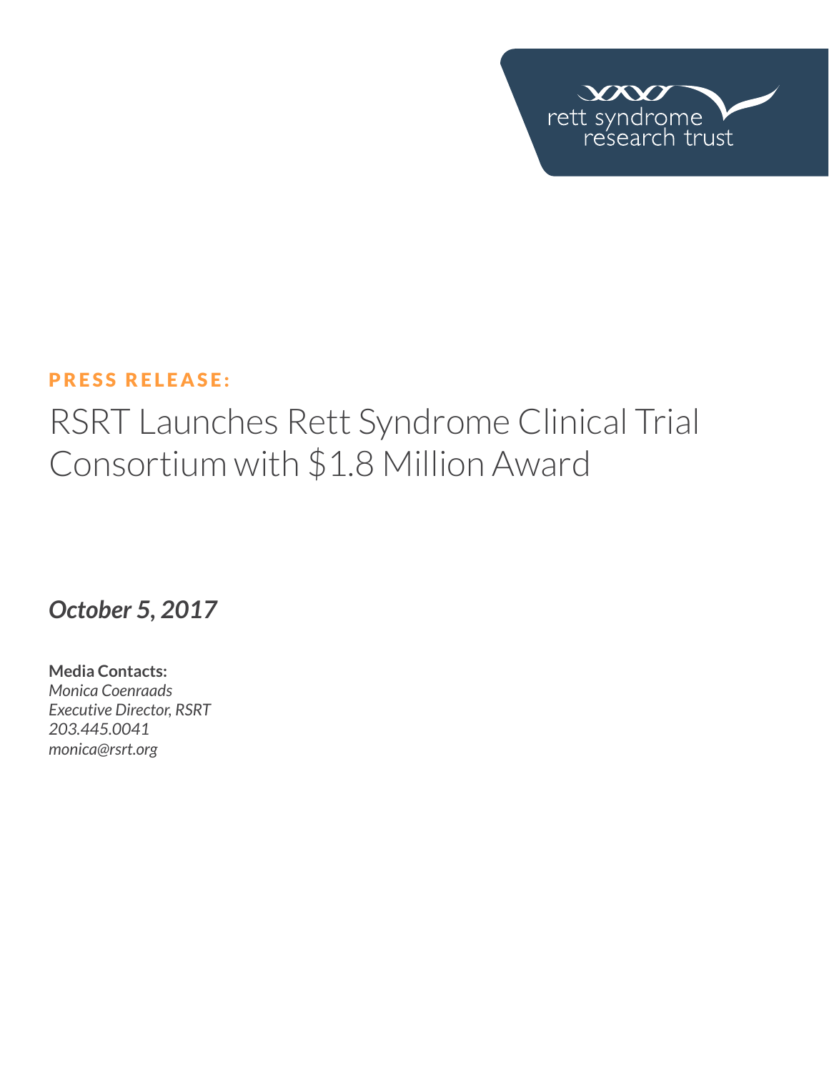**PRESS RELEASE:**

# RSRT Launches Rett Syndrome Clinical Trial Consortium with $1.8 Million Award

***October 5, 2017***

**Media Contacts:**
*Monica Coenraads*
*Executive Director, RSRT*
*203.445.0041*
*monica@rsrt.org*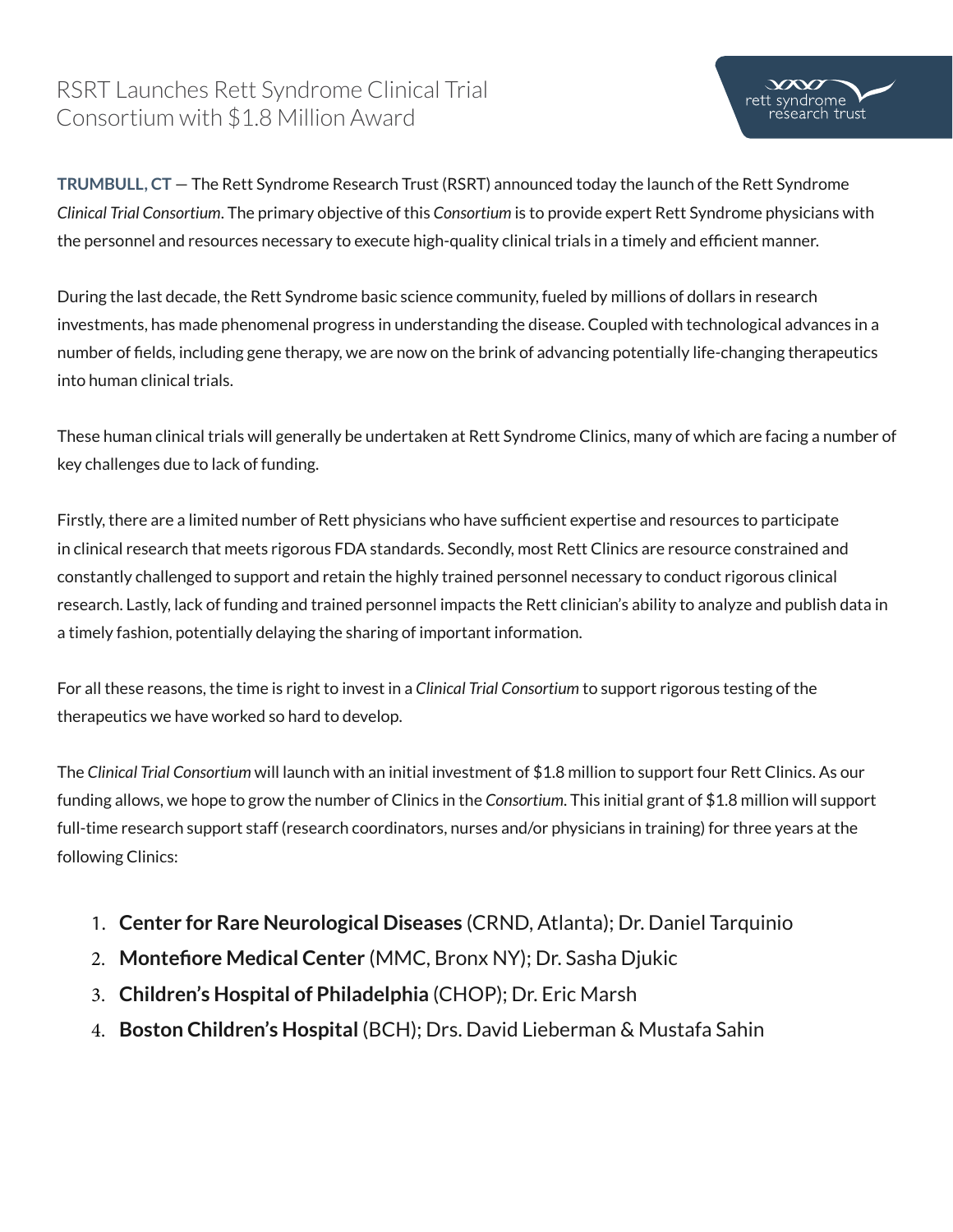# RSRT Launches Rett Syndrome Clinical Trial Consortium with $1.8 Million Award

**TRUMBULL, CT** — The Rett Syndrome Research Trust (RSRT) announced today the launch of the Rett Syndrome *Clinical Trial Consortium*. The primary objective of this *Consortium* is to provide expert Rett Syndrome physicians with the personnel and resources necessary to execute high-quality clinical trials in a timely and efficient manner.

During the last decade, the Rett Syndrome basic science community, fueled by millions of dollars in research investments, has made phenomenal progress in understanding the disease. Coupled with technological advances in a number of fields, including gene therapy, we are now on the brink of advancing potentially life-changing therapeutics into human clinical trials.

These human clinical trials will generally be undertaken at Rett Syndrome Clinics, many of which are facing a number of key challenges due to lack of funding.

Firstly, there are a limited number of Rett physicians who have sufficient expertise and resources to participate in clinical research that meets rigorous FDA standards. Secondly, most Rett Clinics are resource constrained and constantly challenged to support and retain the highly trained personnel necessary to conduct rigorous clinical research. Lastly, lack of funding and trained personnel impacts the Rett clinician's ability to analyze and publish data in a timely fashion, potentially delaying the sharing of important information.

For all these reasons, the time is right to invest in a *Clinical Trial Consortium* to support rigorous testing of the therapeutics we have worked so hard to develop.

The *Clinical Trial Consortium* will launch with an initial investment of $1.8 million to support four Rett Clinics. As our funding allows, we hope to grow the number of Clinics in the *Consortium*. This initial grant of $1.8 million will support full-time research support staff (research coordinators, nurses and/or physicians in training) for three years at the following Clinics:

1. **Center for Rare Neurological Diseases** (CRND, Atlanta); Dr. Daniel Tarquinio
2. **Montefiore Medical Center** (MMC, Bronx NY); Dr. Sasha Djukic
3. **Children's Hospital of Philadelphia** (CHOP); Dr. Eric Marsh
4. **Boston Children's Hospital** (BCH); Drs. David Lieberman & Mustafa Sahin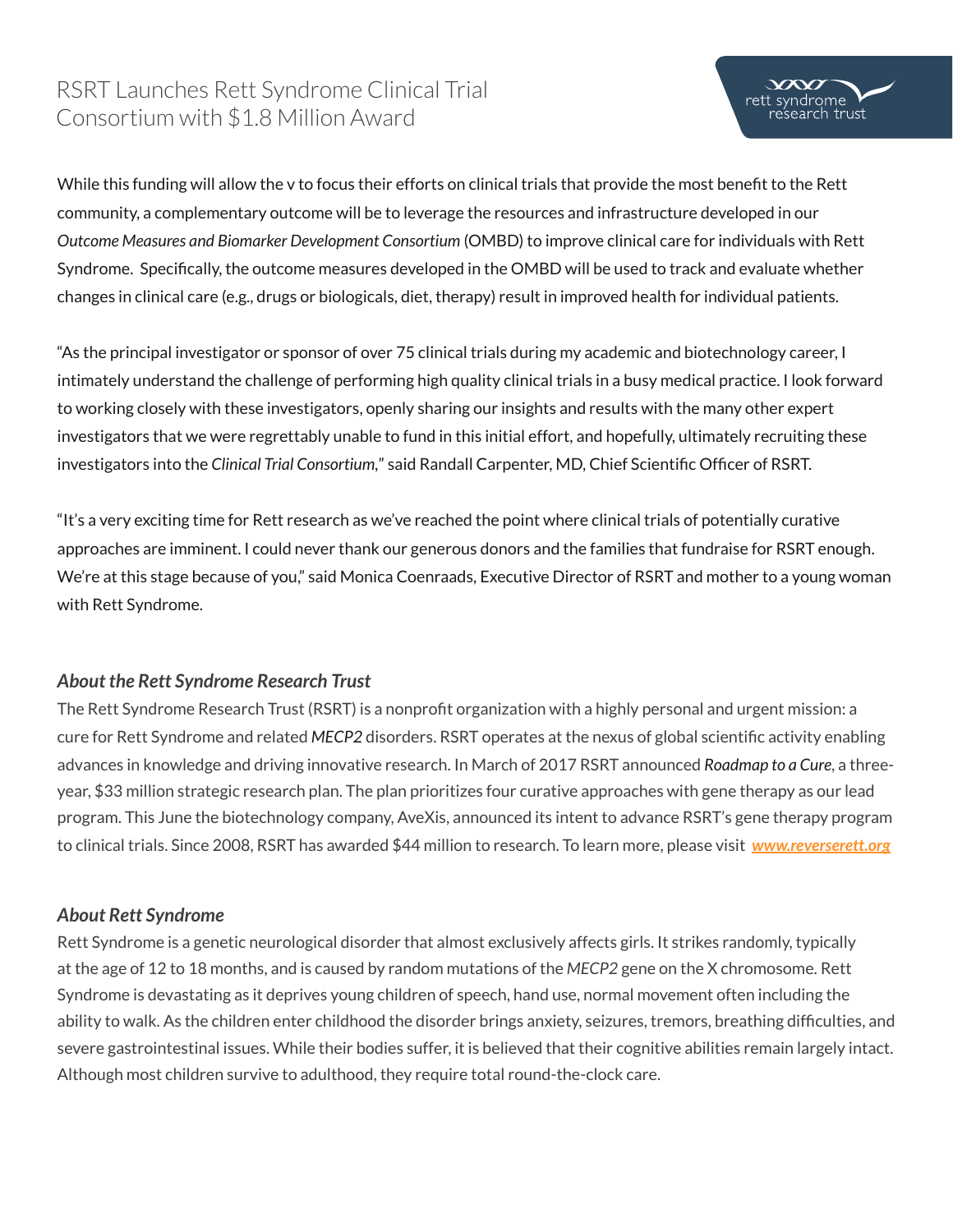# RSRT Launches Rett Syndrome Clinical Trial Consortium with $1.8 Million Award

While this funding will allow the v to focus their efforts on clinical trials that provide the most benefit to the Rett community, a complementary outcome will be to leverage the resources and infrastructure developed in our *Outcome Measures and Biomarker Development Consortium* (OMBD) to improve clinical care for individuals with Rett Syndrome. Specifically, the outcome measures developed in the OMBD will be used to track and evaluate whether changes in clinical care (e.g., drugs or biologicals, diet, therapy) result in improved health for individual patients.

"As the principal investigator or sponsor of over 75 clinical trials during my academic and biotechnology career, I intimately understand the challenge of performing high quality clinical trials in a busy medical practice. I look forward to working closely with these investigators, openly sharing our insights and results with the many other expert investigators that we were regrettably unable to fund in this initial effort, and hopefully, ultimately recruiting these investigators into the *Clinical Trial Consortium*," said Randall Carpenter, MD, Chief Scientific Officer of RSRT.

"It's a very exciting time for Rett research as we've reached the point where clinical trials of potentially curative approaches are imminent. I could never thank our generous donors and the families that fundraise for RSRT enough. We're at this stage because of you," said Monica Coenraads, Executive Director of RSRT and mother to a young woman with Rett Syndrome.

### *About the Rett Syndrome Research Trust*

The Rett Syndrome Research Trust (RSRT) is a nonprofit organization with a highly personal and urgent mission: a cure for Rett Syndrome and related *MECP2* disorders. RSRT operates at the nexus of global scientific activity enabling advances in knowledge and driving innovative research. In March of 2017 RSRT announced ***Roadmap to a Cure***, a three-year, $33 million strategic research plan. The plan prioritizes four curative approaches with gene therapy as our lead program. This June the biotechnology company, AveXis, announced its intent to advance RSRT's gene therapy program to clinical trials. Since 2008, RSRT has awarded $44 million to research. To learn more, please visit ***www.reverserett.org***

### *About Rett Syndrome*

Rett Syndrome is a genetic neurological disorder that almost exclusively affects girls. It strikes randomly, typically at the age of 12 to 18 months, and is caused by random mutations of the *MECP2* gene on the X chromosome. Rett Syndrome is devastating as it deprives young children of speech, hand use, normal movement often including the ability to walk. As the children enter childhood the disorder brings anxiety, seizures, tremors, breathing difficulties, and severe gastrointestinal issues. While their bodies suffer, it is believed that their cognitive abilities remain largely intact. Although most children survive to adulthood, they require total round-the-clock care.